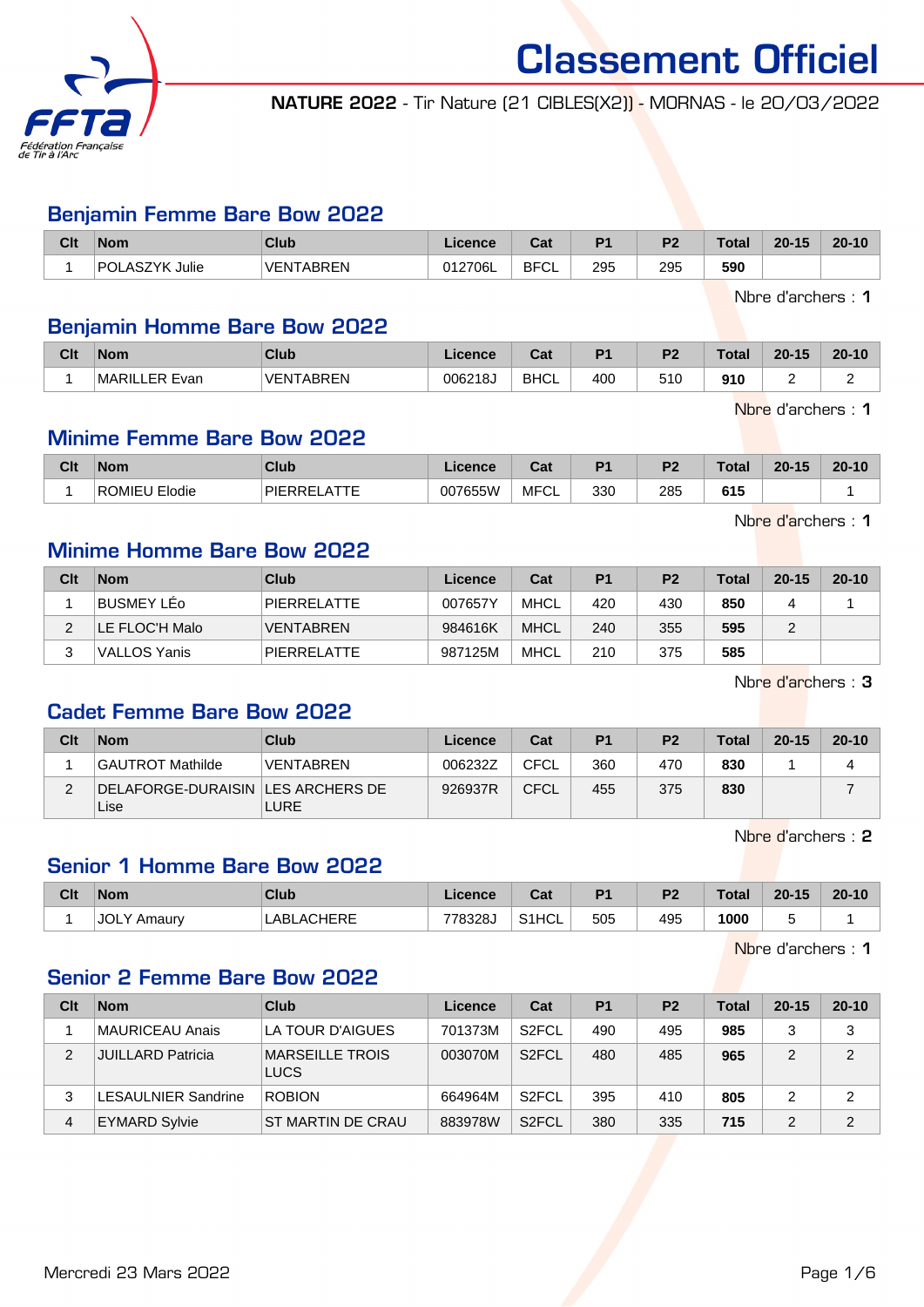# Classement Officiel

**NATURE 2022** - Tir Nature (21 CIBLES(X2)) - MORNAS - le 20/03/2022

## Benjamin Femme Bare Bow 2022

| Clt | Nom | Club | Licence | Cat | P1 | P2 | Total | 20-15 | 20-10 |
|---|---|---|---|---|---|---|---|---|---|
| 1 | POLASZYK Julie | VENTABREN | 012706L | BFCL | 295 | 295 | **590** | | |

Nbre d'archers : **1**

## Benjamin Homme Bare Bow 2022

| Clt | Nom | Club | Licence | Cat | P1 | P2 | Total | 20-15 | 20-10 |
|---|---|---|---|---|---|---|---|---|---|
| 1 | MARILLER Evan | VENTABREN | 006218J | BHCL | 400 | 510 | **910** | 2 | 2 |

Nbre d'archers : **1**

## Minime Femme Bare Bow 2022

| Clt | Nom | Club | Licence | Cat | P1 | P2 | Total | 20-15 | 20-10 |
|---|---|---|---|---|---|---|---|---|---|
| 1 | ROMIEU Elodie | PIERRELATTE | 007655W | MFCL | 330 | 285 | **615** | | 1 |

Nbre d'archers : **1**

## Minime Homme Bare Bow 2022

| Clt | Nom | Club | Licence | Cat | P1 | P2 | Total | 20-15 | 20-10 |
|---|---|---|---|---|---|---|---|---|---|
| 1 | BUSMEY LÉo | PIERRELATTE | 007657Y | MHCL | 420 | 430 | **850** | 4 | 1 |
| 2 | LE FLOC'H Malo | VENTABREN | 984616K | MHCL | 240 | 355 | **595** | 2 | |
| 3 | VALLOS Yanis | PIERRELATTE | 987125M | MHCL | 210 | 375 | **585** | | |

Nbre d'archers : **3**

## Cadet Femme Bare Bow 2022

| Clt | Nom | Club | Licence | Cat | P1 | P2 | Total | 20-15 | 20-10 |
|---|---|---|---|---|---|---|---|---|---|
| 1 | GAUTROT Mathilde | VENTABREN | 006232Z | CFCL | 360 | 470 | **830** | 1 | 4 |
| 2 | DELAFORGE-DURAISIN Lise | LES ARCHERS DE LURE | 926937R | CFCL | 455 | 375 | **830** | | 7 |

Nbre d'archers : **2**

## Senior 1 Homme Bare Bow 2022

| Clt | Nom | Club | Licence | Cat | P1 | P2 | Total | 20-15 | 20-10 |
|---|---|---|---|---|---|---|---|---|---|
| 1 | JOLY Amaury | LABLACHERE | 778328J | S1HCL | 505 | 495 | **1000** | 5 | 1 |

Nbre d'archers : **1**

## Senior 2 Femme Bare Bow 2022

| Clt | Nom | Club | Licence | Cat | P1 | P2 | Total | 20-15 | 20-10 |
|---|---|---|---|---|---|---|---|---|---|
| 1 | MAURICEAU Anais | LA TOUR D'AIGUES | 701373M | S2FCL | 490 | 495 | **985** | 3 | 3 |
| 2 | JUILLARD Patricia | MARSEILLE TROIS LUCS | 003070M | S2FCL | 480 | 485 | **965** | 2 | 2 |
| 3 | LESAULNIER Sandrine | ROBION | 664964M | S2FCL | 395 | 410 | **805** | 2 | 2 |
| 4 | EYMARD Sylvie | ST MARTIN DE CRAU | 883978W | S2FCL | 380 | 335 | **715** | 2 | 2 |

Mercredi 23 Mars 2022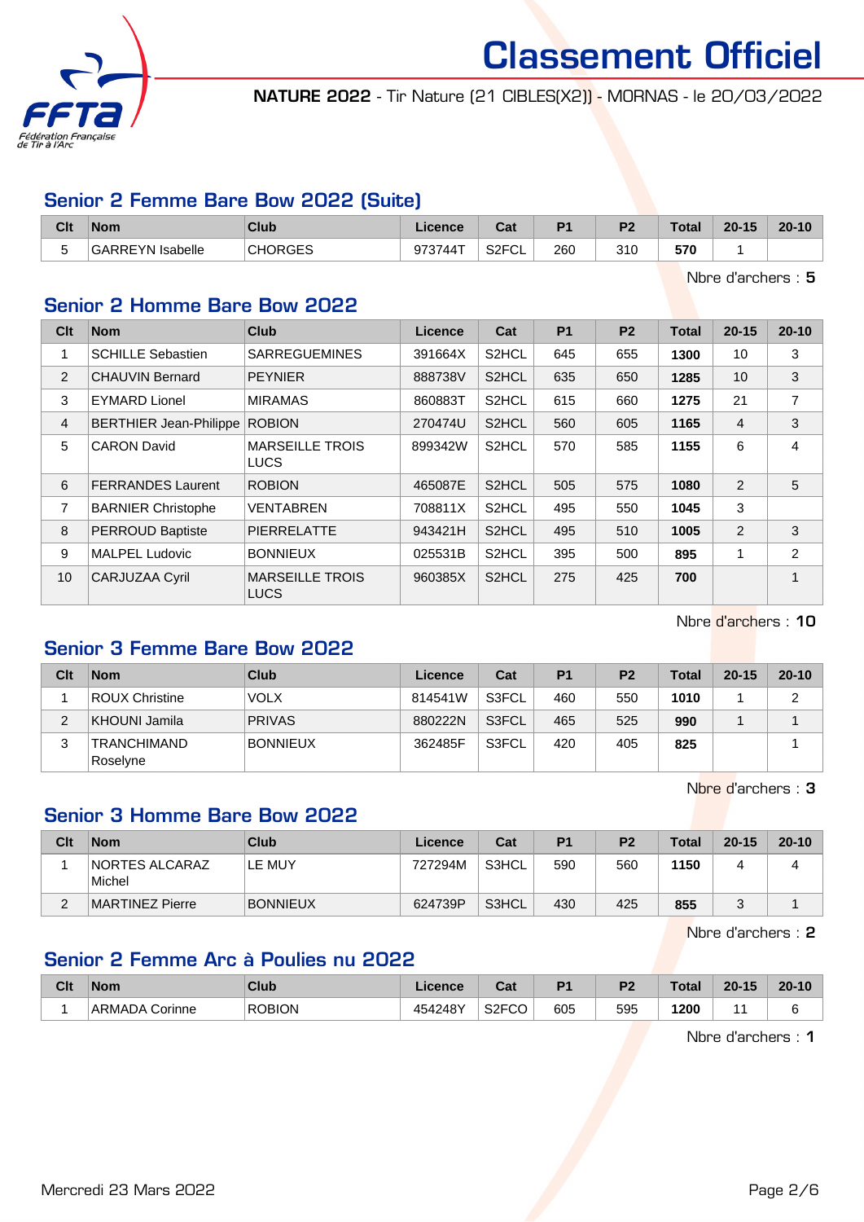# Classement Officiel

**NATURE 2022** - Tir Nature (21 CIBLES(X2)) - MORNAS - le 20/03/2022

## Senior 2 Femme Bare Bow 2022 (Suite)

| Clt | Nom | Club | Licence | Cat | P1 | P2 | Total | 20-15 | 20-10 |
|---|---|---|---|---|---|---|---|---|---|
| 5 | GARREYN Isabelle | CHORGES | 973744T | S2FCL | 260 | 310 | **570** | 1 | |

Nbre d'archers : **5**

## Senior 2 Homme Bare Bow 2022

| Clt | Nom | Club | Licence | Cat | P1 | P2 | Total | 20-15 | 20-10 |
|---|---|---|---|---|---|---|---|---|---|
| 1 | SCHILLE Sebastien | SARREGUEMINES | 391664X | S2HCL | 645 | 655 | **1300** | 10 | 3 |
| 2 | CHAUVIN Bernard | PEYNIER | 888738V | S2HCL | 635 | 650 | **1285** | 10 | 3 |
| 3 | EYMARD Lionel | MIRAMAS | 860883T | S2HCL | 615 | 660 | **1275** | 21 | 7 |
| 4 | BERTHIER Jean-Philippe | ROBION | 270474U | S2HCL | 560 | 605 | **1165** | 4 | 3 |
| 5 | CARON David | MARSEILLE TROIS LUCS | 899342W | S2HCL | 570 | 585 | **1155** | 6 | 4 |
| 6 | FERRANDES Laurent | ROBION | 465087E | S2HCL | 505 | 575 | **1080** | 2 | 5 |
| 7 | BARNIER Christophe | VENTABREN | 708811X | S2HCL | 495 | 550 | **1045** | 3 | |
| 8 | PERROUD Baptiste | PIERRELATTE | 943421H | S2HCL | 495 | 510 | **1005** | 2 | 3 |
| 9 | MALPEL Ludovic | BONNIEUX | 025531B | S2HCL | 395 | 500 | **895** | 1 | 2 |
| 10 | CARJUZAA Cyril | MARSEILLE TROIS LUCS | 960385X | S2HCL | 275 | 425 | **700** | | 1 |

Nbre d'archers : **10**

## Senior 3 Femme Bare Bow 2022

| Clt | Nom | Club | Licence | Cat | P1 | P2 | Total | 20-15 | 20-10 |
|---|---|---|---|---|---|---|---|---|---|
| 1 | ROUX Christine | VOLX | 814541W | S3FCL | 460 | 550 | **1010** | 1 | 2 |
| 2 | KHOUNI Jamila | PRIVAS | 880222N | S3FCL | 465 | 525 | **990** | 1 | 1 |
| 3 | TRANCHIMAND Roselyne | BONNIEUX | 362485F | S3FCL | 420 | 405 | **825** | | 1 |

Nbre d'archers : **3**

## Senior 3 Homme Bare Bow 2022

| Clt | Nom | Club | Licence | Cat | P1 | P2 | Total | 20-15 | 20-10 |
|---|---|---|---|---|---|---|---|---|---|
| 1 | NORTES ALCARAZ Michel | LE MUY | 727294M | S3HCL | 590 | 560 | **1150** | 4 | 4 |
| 2 | MARTINEZ Pierre | BONNIEUX | 624739P | S3HCL | 430 | 425 | **855** | 3 | 1 |

Nbre d'archers : **2**

## Senior 2 Femme Arc à Poulies nu 2022

| Clt | Nom | Club | Licence | Cat | P1 | P2 | Total | 20-15 | 20-10 |
|---|---|---|---|---|---|---|---|---|---|
| 1 | ARMADA Corinne | ROBION | 454248Y | S2FCO | 605 | 595 | **1200** | 11 | 6 |

Nbre d'archers : **1**

Mercredi 23 Mars 2022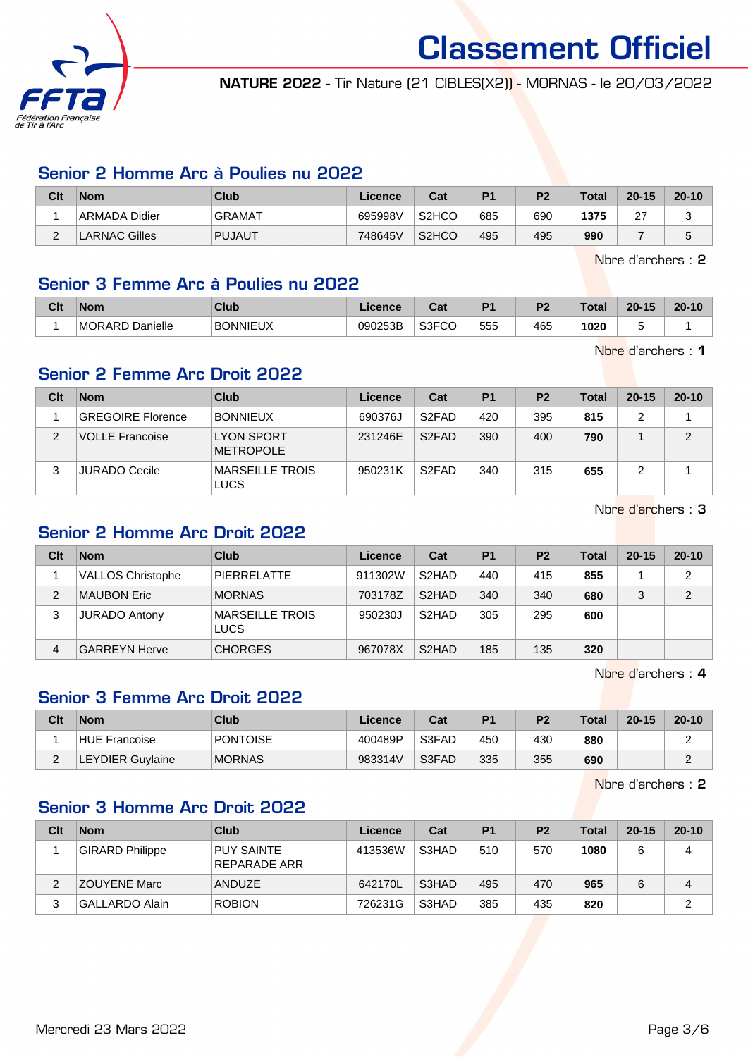# Classement Officiel

**NATURE 2022** - Tir Nature (21 CIBLES(X2)) - MORNAS - le 20/03/2022

## Senior 2 Homme Arc à Poulies nu 2022

| Clt | Nom | Club | Licence | Cat | P1 | P2 | Total | 20-15 | 20-10 |
|---|---|---|---|---|---|---|---|---|---|
| 1 | ARMADA Didier | GRAMAT | 695998V | S2HCO | 685 | 690 | **1375** | 27 | 3 |
| 2 | LARNAC Gilles | PUJAUT | 748645V | S2HCO | 495 | 495 | **990** | 7 | 5 |

Nbre d'archers : **2**

## Senior 3 Femme Arc à Poulies nu 2022

| Clt | Nom | Club | Licence | Cat | P1 | P2 | Total | 20-15 | 20-10 |
|---|---|---|---|---|---|---|---|---|---|
| 1 | MORARD Danielle | BONNIEUX | 090253B | S3FCO | 555 | 465 | **1020** | 5 | 1 |

Nbre d'archers : **1**

## Senior 2 Femme Arc Droit 2022

| Clt | Nom | Club | Licence | Cat | P1 | P2 | Total | 20-15 | 20-10 |
|---|---|---|---|---|---|---|---|---|---|
| 1 | GREGOIRE Florence | BONNIEUX | 690376J | S2FAD | 420 | 395 | **815** | 2 | 1 |
| 2 | VOLLE Francoise | LYON SPORT METROPOLE | 231246E | S2FAD | 390 | 400 | **790** | 1 | 2 |
| 3 | JURADO Cecile | MARSEILLE TROIS LUCS | 950231K | S2FAD | 340 | 315 | **655** | 2 | 1 |

Nbre d'archers : **3**

## Senior 2 Homme Arc Droit 2022

| Clt | Nom | Club | Licence | Cat | P1 | P2 | Total | 20-15 | 20-10 |
|---|---|---|---|---|---|---|---|---|---|
| 1 | VALLOS Christophe | PIERRELATTE | 911302W | S2HAD | 440 | 415 | **855** | 1 | 2 |
| 2 | MAUBON Eric | MORNAS | 703178Z | S2HAD | 340 | 340 | **680** | 3 | 2 |
| 3 | JURADO Antony | MARSEILLE TROIS LUCS | 950230J | S2HAD | 305 | 295 | **600** | | |
| 4 | GARREYN Herve | CHORGES | 967078X | S2HAD | 185 | 135 | **320** | | |

Nbre d'archers : **4**

## Senior 3 Femme Arc Droit 2022

| Clt | Nom | Club | Licence | Cat | P1 | P2 | Total | 20-15 | 20-10 |
|---|---|---|---|---|---|---|---|---|---|
| 1 | HUE Francoise | PONTOISE | 400489P | S3FAD | 450 | 430 | **880** | | 2 |
| 2 | LEYDIER Guylaine | MORNAS | 983314V | S3FAD | 335 | 355 | **690** | | 2 |

Nbre d'archers : **2**

## Senior 3 Homme Arc Droit 2022

| Clt | Nom | Club | Licence | Cat | P1 | P2 | Total | 20-15 | 20-10 |
|---|---|---|---|---|---|---|---|---|---|
| 1 | GIRARD Philippe | PUY SAINTE REPARADE ARR | 413536W | S3HAD | 510 | 570 | **1080** | 6 | 4 |
| 2 | ZOUYENE Marc | ANDUZE | 642170L | S3HAD | 495 | 470 | **965** | 6 | 4 |
| 3 | GALLARDO Alain | ROBION | 726231G | S3HAD | 385 | 435 | **820** | | 2 |

Mercredi 23 Mars 2022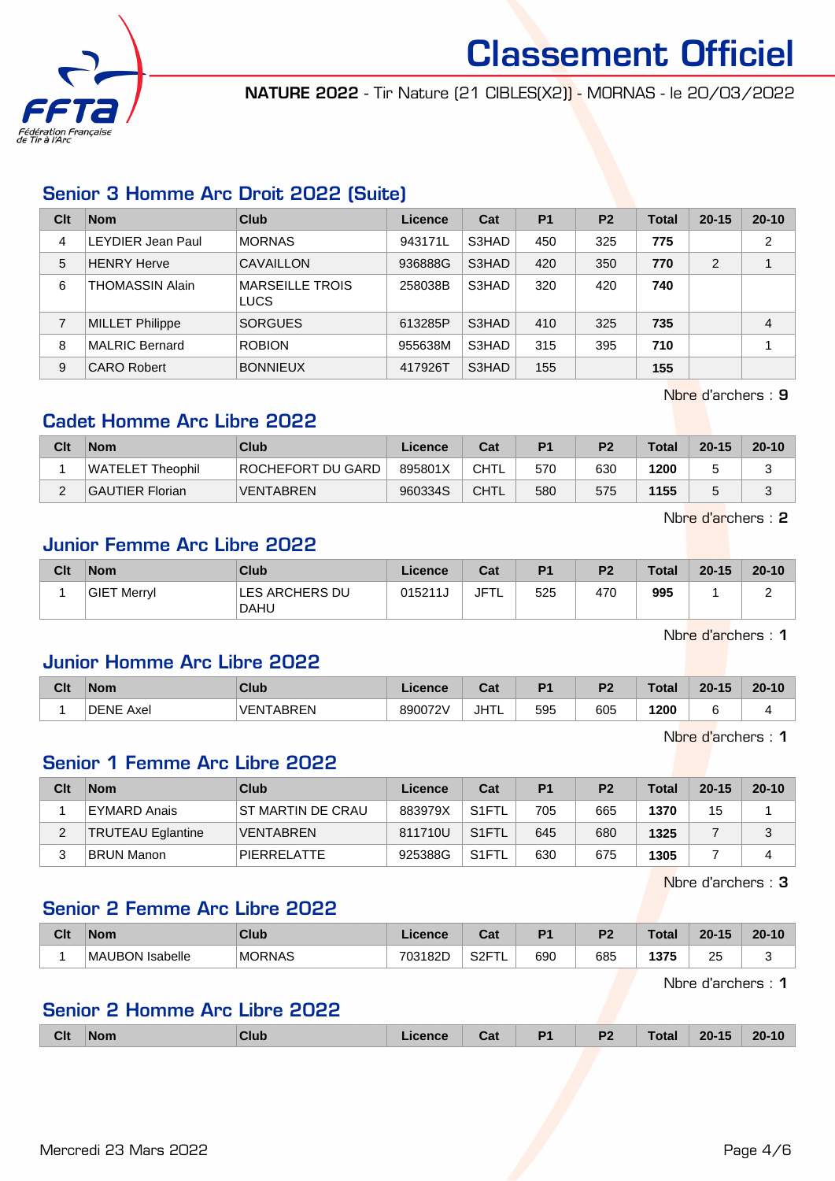# Classement Officiel

**NATURE 2022** - Tir Nature (21 CIBLES(X2)) - MORNAS - le 20/03/2022

## Senior 3 Homme Arc Droit 2022 (Suite)

| Clt | Nom | Club | Licence | Cat | P1 | P2 | Total | 20-15 | 20-10 |
|---|---|---|---|---|---|---|---|---|---|
| 4 | LEYDIER Jean Paul | MORNAS | 943171L | S3HAD | 450 | 325 | **775** | | 2 |
| 5 | HENRY Herve | CAVAILLON | 936888G | S3HAD | 420 | 350 | **770** | 2 | 1 |
| 6 | THOMASSIN Alain | MARSEILLE TROIS LUCS | 258038B | S3HAD | 320 | 420 | **740** | | |
| 7 | MILLET Philippe | SORGUES | 613285P | S3HAD | 410 | 325 | **735** | | 4 |
| 8 | MALRIC Bernard | ROBION | 955638M | S3HAD | 315 | 395 | **710** | | 1 |
| 9 | CARO Robert | BONNIEUX | 417926T | S3HAD | 155 | | **155** | | |

Nbre d'archers : **9**

## Cadet Homme Arc Libre 2022

| Clt | Nom | Club | Licence | Cat | P1 | P2 | Total | 20-15 | 20-10 |
|---|---|---|---|---|---|---|---|---|---|
| 1 | WATELET Theophil | ROCHEFORT DU GARD | 895801X | CHTL | 570 | 630 | **1200** | 5 | 3 |
| 2 | GAUTIER Florian | VENTABREN | 960334S | CHTL | 580 | 575 | **1155** | 5 | 3 |

Nbre d'archers : **2**

## Junior Femme Arc Libre 2022

| Clt | Nom | Club | Licence | Cat | P1 | P2 | Total | 20-15 | 20-10 |
|---|---|---|---|---|---|---|---|---|---|
| 1 | GIET Merryl | LES ARCHERS DU DAHU | 015211J | JFTL | 525 | 470 | **995** | 1 | 2 |

Nbre d'archers : **1**

## Junior Homme Arc Libre 2022

| Clt | Nom | Club | Licence | Cat | P1 | P2 | Total | 20-15 | 20-10 |
|---|---|---|---|---|---|---|---|---|---|
| 1 | DENE Axel | VENTABREN | 890072V | JHTL | 595 | 605 | **1200** | 6 | 4 |

Nbre d'archers : **1**

## Senior 1 Femme Arc Libre 2022

| Clt | Nom | Club | Licence | Cat | P1 | P2 | Total | 20-15 | 20-10 |
|---|---|---|---|---|---|---|---|---|---|
| 1 | EYMARD Anais | ST MARTIN DE CRAU | 883979X | S1FTL | 705 | 665 | **1370** | 15 | 1 |
| 2 | TRUTEAU Eglantine | VENTABREN | 811710U | S1FTL | 645 | 680 | **1325** | 7 | 3 |
| 3 | BRUN Manon | PIERRELATTE | 925388G | S1FTL | 630 | 675 | **1305** | 7 | 4 |

Nbre d'archers : **3**

## Senior 2 Femme Arc Libre 2022

| Clt | Nom | Club | Licence | Cat | P1 | P2 | Total | 20-15 | 20-10 |
|---|---|---|---|---|---|---|---|---|---|
| 1 | MAUBON Isabelle | MORNAS | 703182D | S2FTL | 690 | 685 | **1375** | 25 | 3 |

Nbre d'archers : **1**

## Senior 2 Homme Arc Libre 2022

| Clt | Nom | Club | Licence | Cat | P1 | P2 | Total | 20-15 | 20-10 |
|---|---|---|---|---|---|---|---|---|---|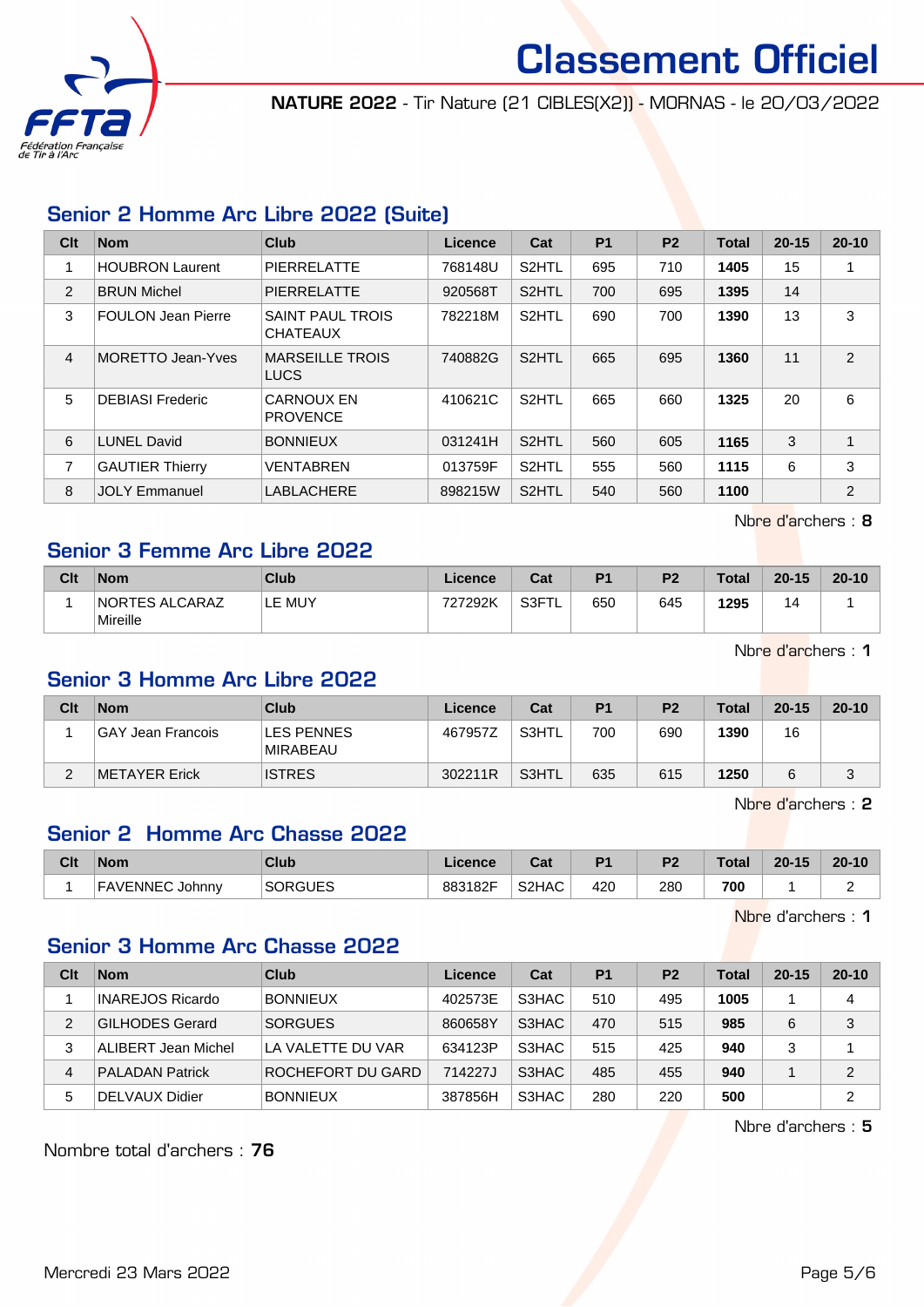# Classement Officiel

**NATURE 2022** - Tir Nature (21 CIBLES(X2)) - MORNAS - le 20/03/2022

## Senior 2 Homme Arc Libre 2022 (Suite)

| Clt | Nom | Club | Licence | Cat | P1 | P2 | Total | 20-15 | 20-10 |
|---|---|---|---|---|---|---|---|---|---|
| 1 | HOUBRON Laurent | PIERRELATTE | 768148U | S2HTL | 695 | 710 | **1405** | 15 | 1 |
| 2 | BRUN Michel | PIERRELATTE | 920568T | S2HTL | 700 | 695 | **1395** | 14 | |
| 3 | FOULON Jean Pierre | SAINT PAUL TROIS CHATEAUX | 782218M | S2HTL | 690 | 700 | **1390** | 13 | 3 |
| 4 | MORETTO Jean-Yves | MARSEILLE TROIS LUCS | 740882G | S2HTL | 665 | 695 | **1360** | 11 | 2 |
| 5 | DEBIASI Frederic | CARNOUX EN PROVENCE | 410621C | S2HTL | 665 | 660 | **1325** | 20 | 6 |
| 6 | LUNEL David | BONNIEUX | 031241H | S2HTL | 560 | 605 | **1165** | 3 | 1 |
| 7 | GAUTIER Thierry | VENTABREN | 013759F | S2HTL | 555 | 560 | **1115** | 6 | 3 |
| 8 | JOLY Emmanuel | LABLACHERE | 898215W | S2HTL | 540 | 560 | **1100** | | 2 |

Nbre d'archers : **8**

## Senior 3 Femme Arc Libre 2022

| Clt | Nom | Club | Licence | Cat | P1 | P2 | Total | 20-15 | 20-10 |
|---|---|---|---|---|---|---|---|---|---|
| 1 | NORTES ALCARAZ Mireille | LE MUY | 727292K | S3FTL | 650 | 645 | **1295** | 14 | 1 |

Nbre d'archers : **1**

## Senior 3 Homme Arc Libre 2022

| Clt | Nom | Club | Licence | Cat | P1 | P2 | Total | 20-15 | 20-10 |
|---|---|---|---|---|---|---|---|---|---|
| 1 | GAY Jean Francois | LES PENNES MIRABEAU | 467957Z | S3HTL | 700 | 690 | **1390** | 16 | |
| 2 | METAYER Erick | ISTRES | 302211R | S3HTL | 635 | 615 | **1250** | 6 | 3 |

Nbre d'archers : **2**

## Senior 2 Homme Arc Chasse 2022

| Clt | Nom | Club | Licence | Cat | P1 | P2 | Total | 20-15 | 20-10 |
|---|---|---|---|---|---|---|---|---|---|
| 1 | FAVENNEC Johnny | SORGUES | 883182F | S2HAC | 420 | 280 | **700** | 1 | 2 |

Nbre d'archers : **1**

## Senior 3 Homme Arc Chasse 2022

| Clt | Nom | Club | Licence | Cat | P1 | P2 | Total | 20-15 | 20-10 |
|---|---|---|---|---|---|---|---|---|---|
| 1 | INAREJOS Ricardo | BONNIEUX | 402573E | S3HAC | 510 | 495 | **1005** | 1 | 4 |
| 2 | GILHODES Gerard | SORGUES | 860658Y | S3HAC | 470 | 515 | **985** | 6 | 3 |
| 3 | ALIBERT Jean Michel | LA VALETTE DU VAR | 634123P | S3HAC | 515 | 425 | **940** | 3 | 1 |
| 4 | PALADAN Patrick | ROCHEFORT DU GARD | 714227J | S3HAC | 485 | 455 | **940** | 1 | 2 |
| 5 | DELVAUX Didier | BONNIEUX | 387856H | S3HAC | 280 | 220 | **500** | | 2 |

Nbre d'archers : **5**

Nombre total d'archers : **76**

Mercredi 23 Mars 2022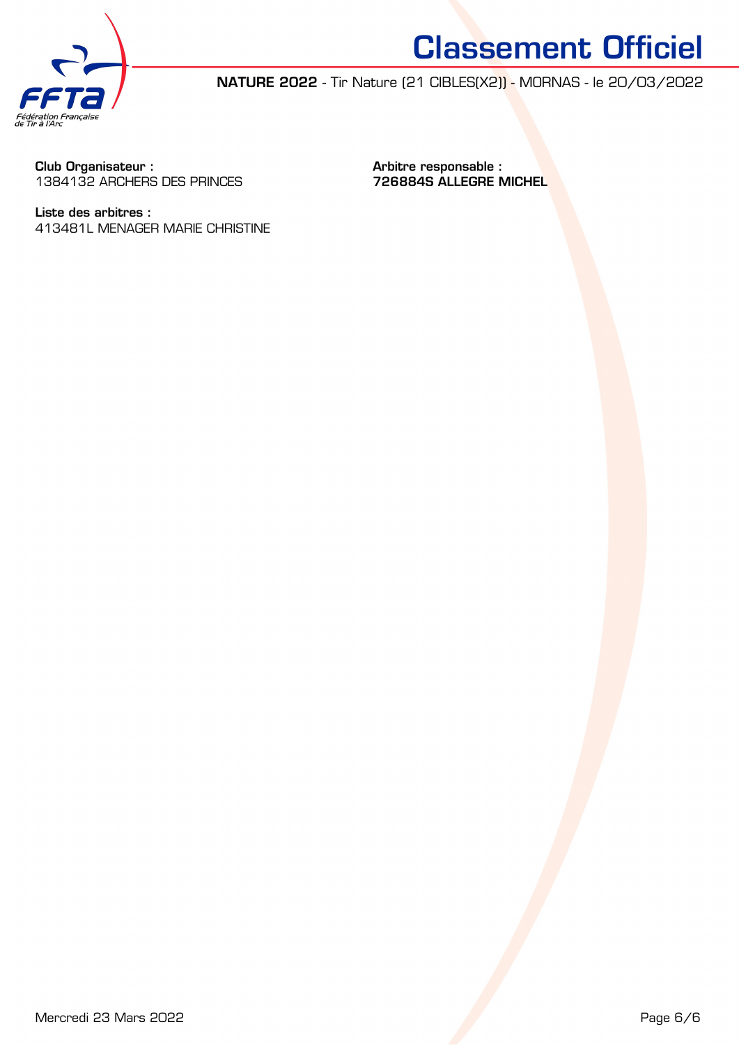# Classement Officiel

**NATURE 2022** - Tir Nature (21 CIBLES(X2)) - MORNAS - le 20/03/2022

**Club Organisateur :**
1384132 ARCHERS DES PRINCES

**Arbitre responsable :**
**726884S ALLEGRE MICHEL**

**Liste des arbitres :**
413481L MENAGER MARIE CHRISTINE

Mercredi 23 Mars 2022